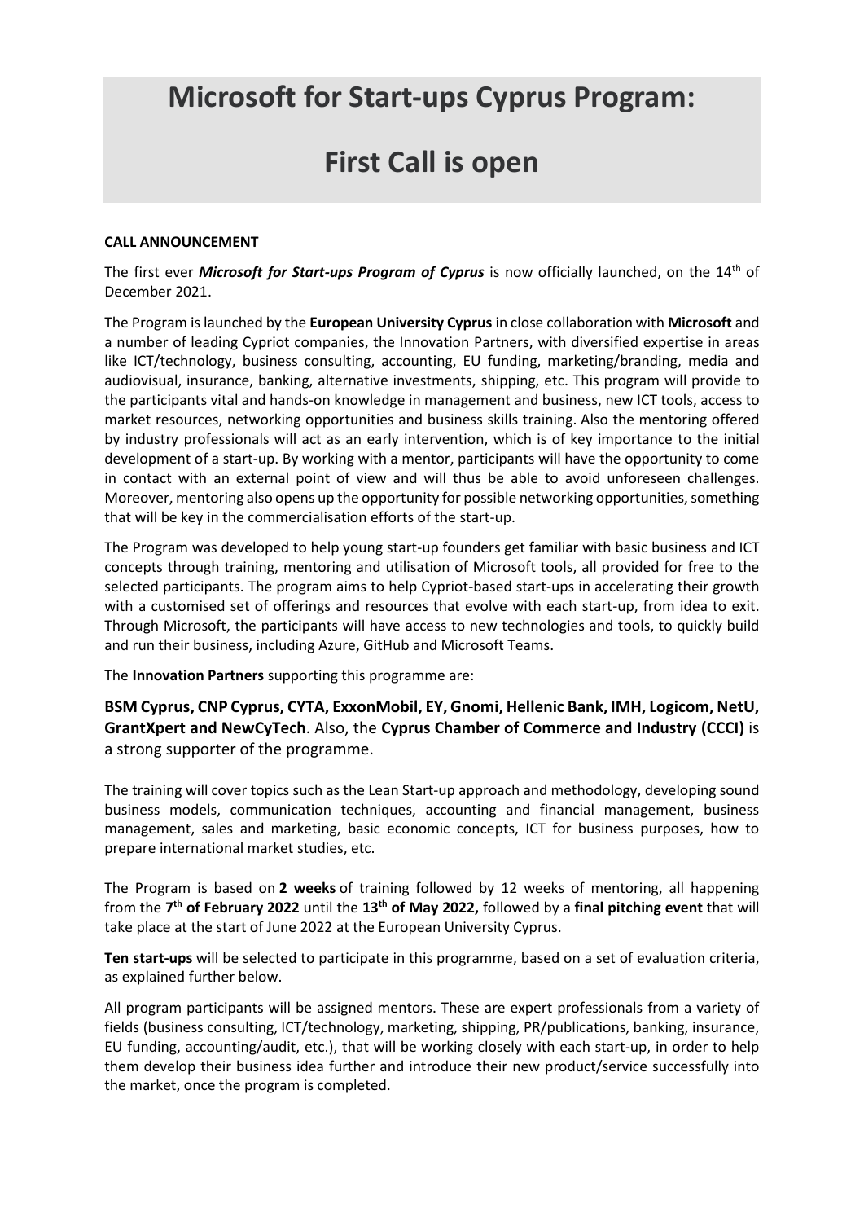# Microsoft for Start-ups Cyprus Program:

# First Call is open

**CALL ANNOUNCEMENT**

The first ever ***Microsoft for Start-ups Program of Cyprus*** is now officially launched, on the 14th of December 2021.

The Program is launched by the **European University Cyprus** in close collaboration with **Microsoft** and a number of leading Cypriot companies, the Innovation Partners, with diversified expertise in areas like ICT/technology, business consulting, accounting, EU funding, marketing/branding, media and audiovisual, insurance, banking, alternative investments, shipping, etc. This program will provide to the participants vital and hands-on knowledge in management and business, new ICT tools, access to market resources, networking opportunities and business skills training. Also the mentoring offered by industry professionals will act as an early intervention, which is of key importance to the initial development of a start-up. By working with a mentor, participants will have the opportunity to come in contact with an external point of view and will thus be able to avoid unforeseen challenges. Moreover, mentoring also opens up the opportunity for possible networking opportunities, something that will be key in the commercialisation efforts of the start-up.

The Program was developed to help young start-up founders get familiar with basic business and ICT concepts through training, mentoring and utilisation of Microsoft tools, all provided for free to the selected participants. The program aims to help Cypriot-based start-ups in accelerating their growth with a customised set of offerings and resources that evolve with each start-up, from idea to exit. Through Microsoft, the participants will have access to new technologies and tools, to quickly build and run their business, including Azure, GitHub and Microsoft Teams.

The **Innovation Partners** supporting this programme are:

**BSM Cyprus, CNP Cyprus, CYTA, ExxonMobil, EY, Gnomi, Hellenic Bank, IMH, Logicom, NetU, GrantXpert and NewCyTech**. Also, the **Cyprus Chamber of Commerce and Industry (CCCI)** is a strong supporter of the programme.

The training will cover topics such as the Lean Start-up approach and methodology, developing sound business models, communication techniques, accounting and financial management, business management, sales and marketing, basic economic concepts, ICT for business purposes, how to prepare international market studies, etc.

The Program is based on **2 weeks** of training followed by 12 weeks of mentoring, all happening from the **7th of February 2022** until the **13th of May 2022,** followed by a **final pitching event** that will take place at the start of June 2022 at the European University Cyprus.

**Ten start-ups** will be selected to participate in this programme, based on a set of evaluation criteria, as explained further below.

All program participants will be assigned mentors. These are expert professionals from a variety of fields (business consulting, ICT/technology, marketing, shipping, PR/publications, banking, insurance, EU funding, accounting/audit, etc.), that will be working closely with each start-up, in order to help them develop their business idea further and introduce their new product/service successfully into the market, once the program is completed.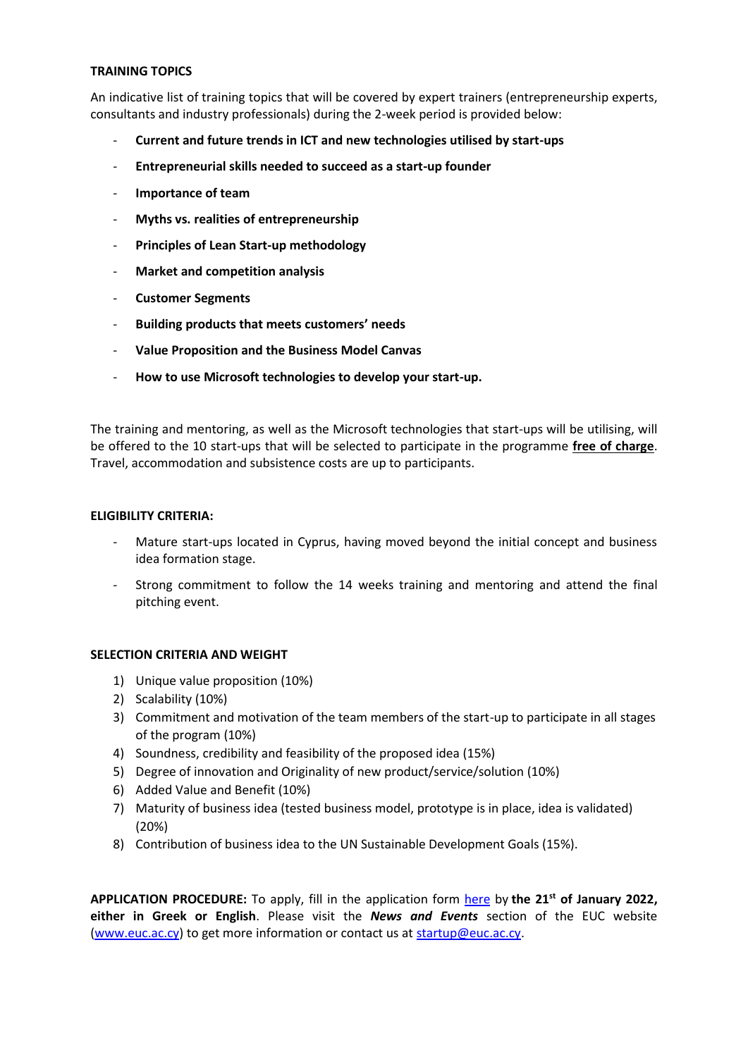**TRAINING TOPICS**

An indicative list of training topics that will be covered by expert trainers (entrepreneurship experts, consultants and industry professionals) during the 2-week period is provided below:

- **Current and future trends in ICT and new technologies utilised by start-ups**
- **Entrepreneurial skills needed to succeed as a start-up founder**
- **Importance of team**
- **Myths vs. realities of entrepreneurship**
- **Principles of Lean Start-up methodology**
- **Market and competition analysis**
- **Customer Segments**
- **Building products that meets customers' needs**
- **Value Proposition and the Business Model Canvas**
- **How to use Microsoft technologies to develop your start-up.**

The training and mentoring, as well as the Microsoft technologies that start-ups will be utilising, will be offered to the 10 start-ups that will be selected to participate in the programme **free of charge**. Travel, accommodation and subsistence costs are up to participants.

**ELIGIBILITY CRITERIA:**

- Mature start-ups located in Cyprus, having moved beyond the initial concept and business idea formation stage.
- Strong commitment to follow the 14 weeks training and mentoring and attend the final pitching event.

**SELECTION CRITERIA AND WEIGHT**

1) Unique value proposition (10%)
2) Scalability (10%)
3) Commitment and motivation of the team members of the start-up to participate in all stages of the program (10%)
4) Soundness, credibility and feasibility of the proposed idea (15%)
5) Degree of innovation and Originality of new product/service/solution (10%)
6) Added Value and Benefit (10%)
7) Maturity of business idea (tested business model, prototype is in place, idea is validated) (20%)
8) Contribution of business idea to the UN Sustainable Development Goals (15%).

**APPLICATION PROCEDURE:** To apply, fill in the application form here by **the 21st of January 2022, either in Greek or English**. Please visit the ***News and Events*** section of the EUC website (www.euc.ac.cy) to get more information or contact us at startup@euc.ac.cy.